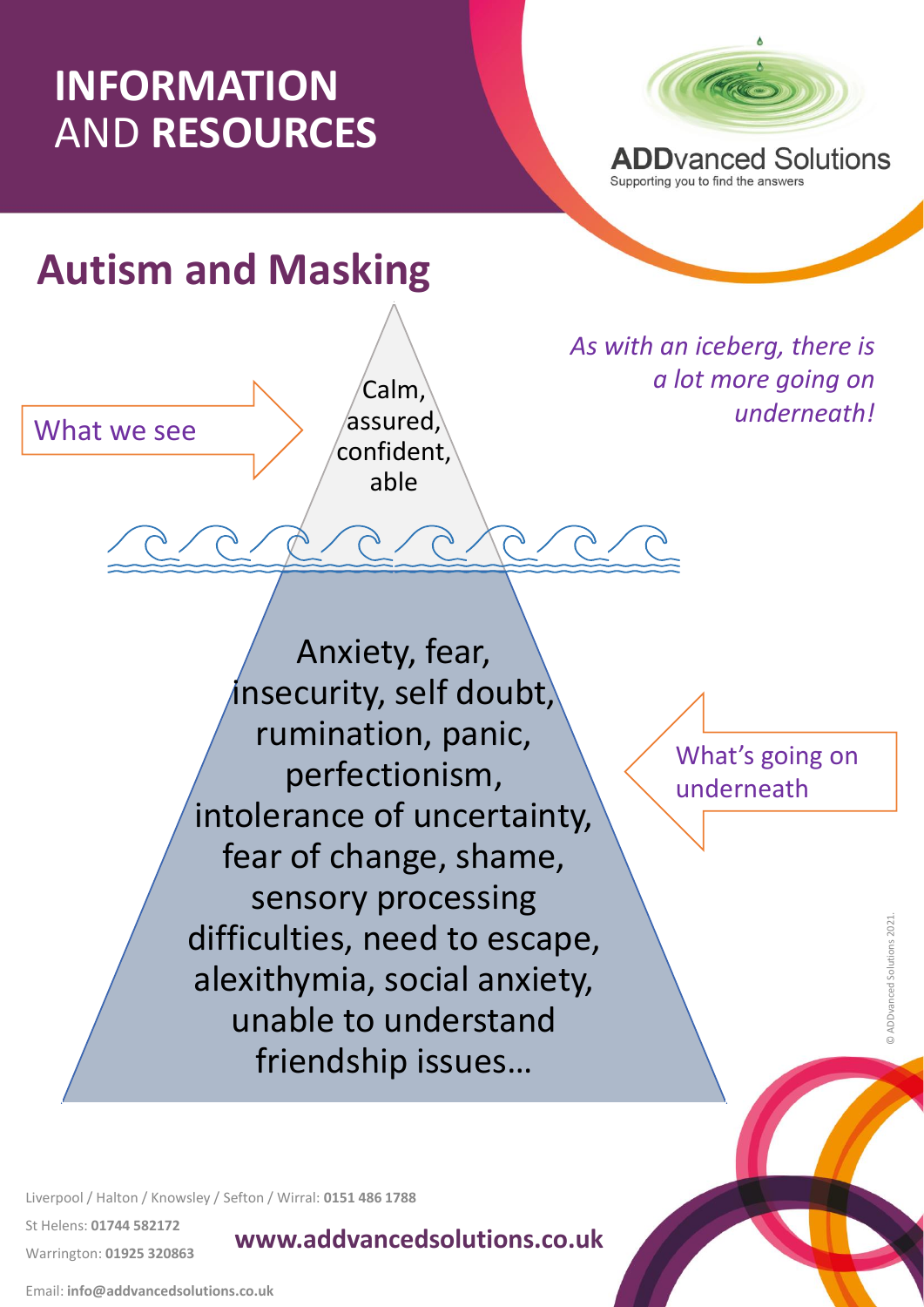# INFORMATION AND RESOURCES

**ADD**vanced Solutions
Supporting you to find the answers

## Autism and Masking

*As with an iceberg, there is a lot more going on underneath!*

What we see

Calm, assured, confident, able

What's going on underneath

Anxiety, fear, insecurity, self doubt, rumination, panic, perfectionism, intolerance of uncertainty, fear of change, shame, sensory processing difficulties, need to escape, alexithymia, social anxiety, unable to understand friendship issues…

© ADDvanced Solutions 2021.

Liverpool / Halton / Knowsley / Sefton / Wirral: **0151 486 1788**

St Helens: **01744 582172**

Warrington: **01925 320863**

Email: **info@addvancedsolutions.co.uk**

**www.addvancedsolutions.co.uk**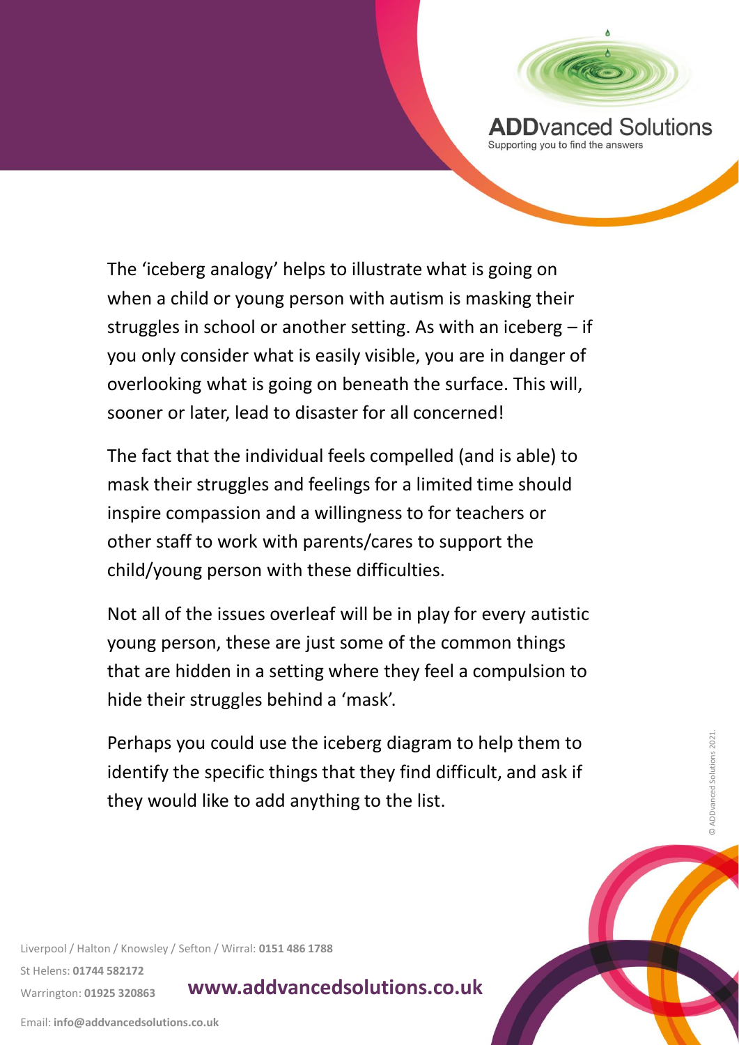The 'iceberg analogy' helps to illustrate what is going on when a child or young person with autism is masking their struggles in school or another setting. As with an iceberg – if you only consider what is easily visible, you are in danger of overlooking what is going on beneath the surface. This will, sooner or later, lead to disaster for all concerned!

The fact that the individual feels compelled (and is able) to mask their struggles and feelings for a limited time should inspire compassion and a willingness to for teachers or other staff to work with parents/cares to support the child/young person with these difficulties.

Not all of the issues overleaf will be in play for every autistic young person, these are just some of the common things that are hidden in a setting where they feel a compulsion to hide their struggles behind a 'mask'.

Perhaps you could use the iceberg diagram to help them to identify the specific things that they find difficult, and ask if they would like to add anything to the list.

© ADDvanced Solutions 2021.

Liverpool / Halton / Knowsley / Sefton / Wirral: **0151 486 1788**

St Helens: **01744 582172**

Warrington: **01925 320863**

**www.addvancedsolutions.co.uk**

Email: **info@addvancedsolutions.co.uk**